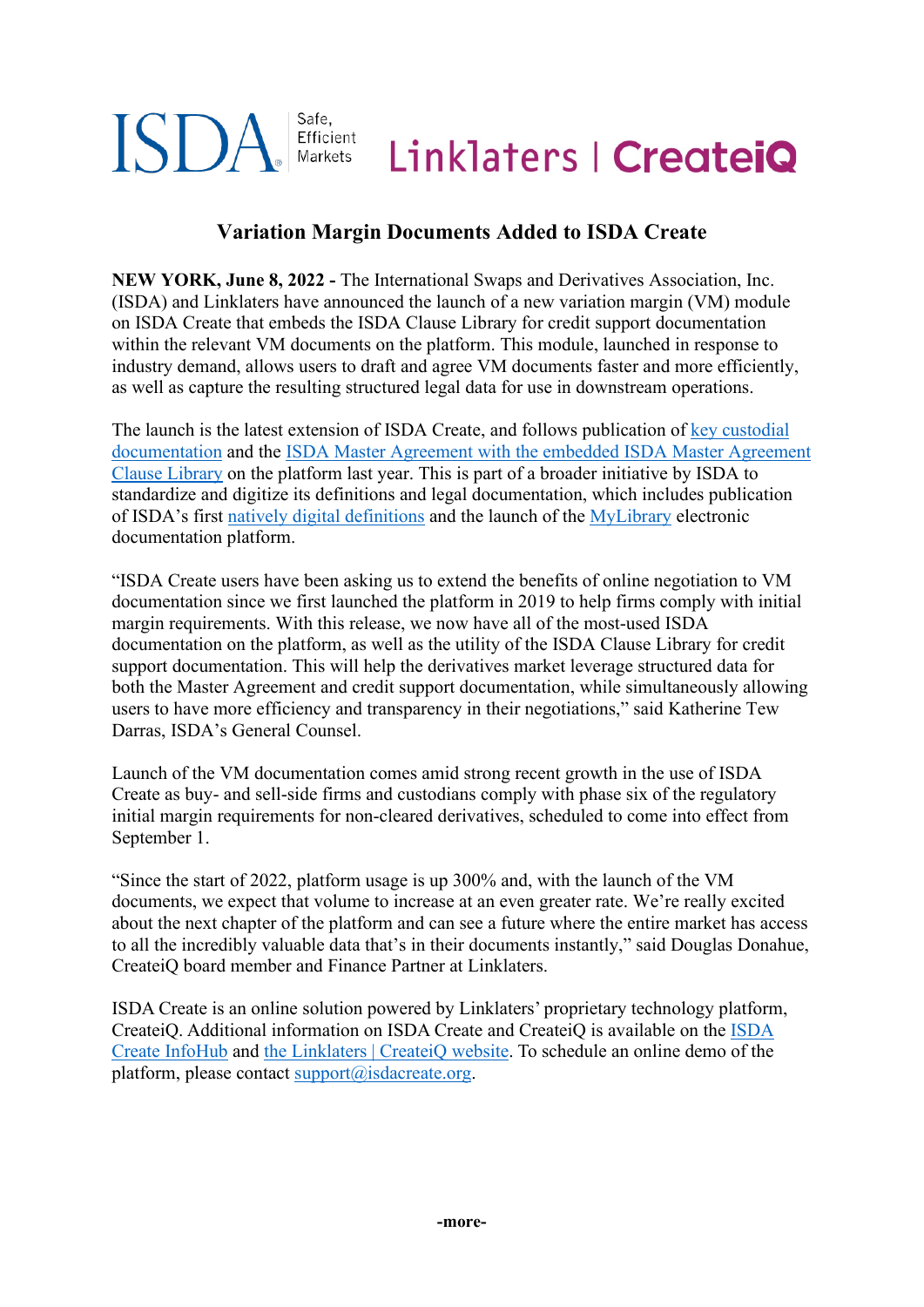ISDA Safe, Efficient Markets    Linklaters | CreateiQ

# Variation Margin Documents Added to ISDA Create

**NEW YORK, June 8, 2022 -** The International Swaps and Derivatives Association, Inc. (ISDA) and Linklaters have announced the launch of a new variation margin (VM) module on ISDA Create that embeds the ISDA Clause Library for credit support documentation within the relevant VM documents on the platform. This module, launched in response to industry demand, allows users to draft and agree VM documents faster and more efficiently, as well as capture the resulting structured legal data for use in downstream operations.

The launch is the latest extension of ISDA Create, and follows publication of key custodial documentation and the ISDA Master Agreement with the embedded ISDA Master Agreement Clause Library on the platform last year. This is part of a broader initiative by ISDA to standardize and digitize its definitions and legal documentation, which includes publication of ISDA's first natively digital definitions and the launch of the MyLibrary electronic documentation platform.

"ISDA Create users have been asking us to extend the benefits of online negotiation to VM documentation since we first launched the platform in 2019 to help firms comply with initial margin requirements. With this release, we now have all of the most-used ISDA documentation on the platform, as well as the utility of the ISDA Clause Library for credit support documentation. This will help the derivatives market leverage structured data for both the Master Agreement and credit support documentation, while simultaneously allowing users to have more efficiency and transparency in their negotiations," said Katherine Tew Darras, ISDA's General Counsel.

Launch of the VM documentation comes amid strong recent growth in the use of ISDA Create as buy- and sell-side firms and custodians comply with phase six of the regulatory initial margin requirements for non-cleared derivatives, scheduled to come into effect from September 1.

"Since the start of 2022, platform usage is up 300% and, with the launch of the VM documents, we expect that volume to increase at an even greater rate. We're really excited about the next chapter of the platform and can see a future where the entire market has access to all the incredibly valuable data that's in their documents instantly," said Douglas Donahue, CreateiQ board member and Finance Partner at Linklaters.

ISDA Create is an online solution powered by Linklaters' proprietary technology platform, CreateiQ. Additional information on ISDA Create and CreateiQ is available on the ISDA Create InfoHub and the Linklaters | CreateiQ website. To schedule an online demo of the platform, please contact support@isdacreate.org.

**-more-**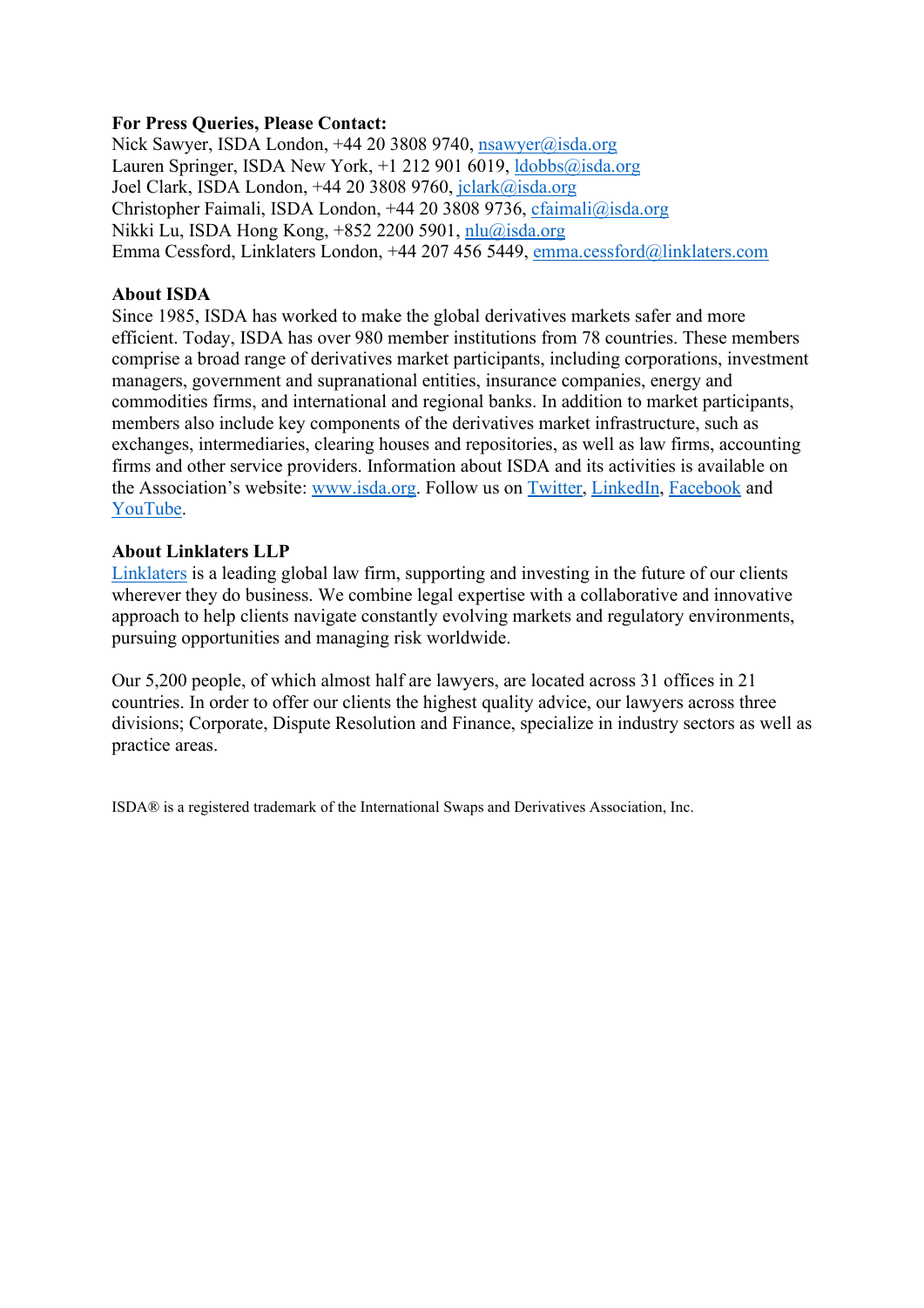**For Press Queries, Please Contact:**
Nick Sawyer, ISDA London, +44 20 3808 9740, nsawyer@isda.org
Lauren Springer, ISDA New York, +1 212 901 6019, ldobbs@isda.org
Joel Clark, ISDA London, +44 20 3808 9760, jclark@isda.org
Christopher Faimali, ISDA London, +44 20 3808 9736, cfaimali@isda.org
Nikki Lu, ISDA Hong Kong, +852 2200 5901, nlu@isda.org
Emma Cessford, Linklaters London, +44 207 456 5449, emma.cessford@linklaters.com

**About ISDA**
Since 1985, ISDA has worked to make the global derivatives markets safer and more efficient. Today, ISDA has over 980 member institutions from 78 countries. These members comprise a broad range of derivatives market participants, including corporations, investment managers, government and supranational entities, insurance companies, energy and commodities firms, and international and regional banks. In addition to market participants, members also include key components of the derivatives market infrastructure, such as exchanges, intermediaries, clearing houses and repositories, as well as law firms, accounting firms and other service providers. Information about ISDA and its activities is available on the Association's website: www.isda.org. Follow us on Twitter, LinkedIn, Facebook and YouTube.

**About Linklaters LLP**
Linklaters is a leading global law firm, supporting and investing in the future of our clients wherever they do business. We combine legal expertise with a collaborative and innovative approach to help clients navigate constantly evolving markets and regulatory environments, pursuing opportunities and managing risk worldwide.

Our 5,200 people, of which almost half are lawyers, are located across 31 offices in 21 countries. In order to offer our clients the highest quality advice, our lawyers across three divisions; Corporate, Dispute Resolution and Finance, specialize in industry sectors as well as practice areas.

ISDA® is a registered trademark of the International Swaps and Derivatives Association, Inc.